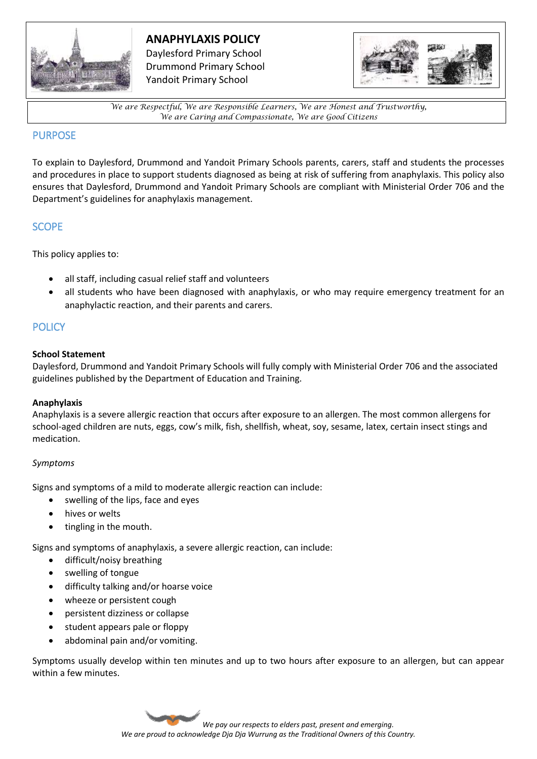# ANAPHYLAXIS POLICY

Daylesford Primary School
Drummond Primary School
Yandoit Primary School

*We are Respectful, We are Responsible Learners, We are Honest and Trustworthy, We are Caring and Compassionate, We are Good Citizens*

## PURPOSE

To explain to Daylesford, Drummond and Yandoit Primary Schools parents, carers, staff and students the processes and procedures in place to support students diagnosed as being at risk of suffering from anaphylaxis. This policy also ensures that Daylesford, Drummond and Yandoit Primary Schools are compliant with Ministerial Order 706 and the Department's guidelines for anaphylaxis management.

## SCOPE

This policy applies to:

- all staff, including casual relief staff and volunteers
- all students who have been diagnosed with anaphylaxis, or who may require emergency treatment for an anaphylactic reaction, and their parents and carers.

## POLICY

**School Statement**
Daylesford, Drummond and Yandoit Primary Schools will fully comply with Ministerial Order 706 and the associated guidelines published by the Department of Education and Training.

**Anaphylaxis**
Anaphylaxis is a severe allergic reaction that occurs after exposure to an allergen. The most common allergens for school-aged children are nuts, eggs, cow's milk, fish, shellfish, wheat, soy, sesame, latex, certain insect stings and medication.

*Symptoms*

Signs and symptoms of a mild to moderate allergic reaction can include:

- swelling of the lips, face and eyes
- hives or welts
- tingling in the mouth.

Signs and symptoms of anaphylaxis, a severe allergic reaction, can include:

- difficult/noisy breathing
- swelling of tongue
- difficulty talking and/or hoarse voice
- wheeze or persistent cough
- persistent dizziness or collapse
- student appears pale or floppy
- abdominal pain and/or vomiting.

Symptoms usually develop within ten minutes and up to two hours after exposure to an allergen, but can appear within a few minutes.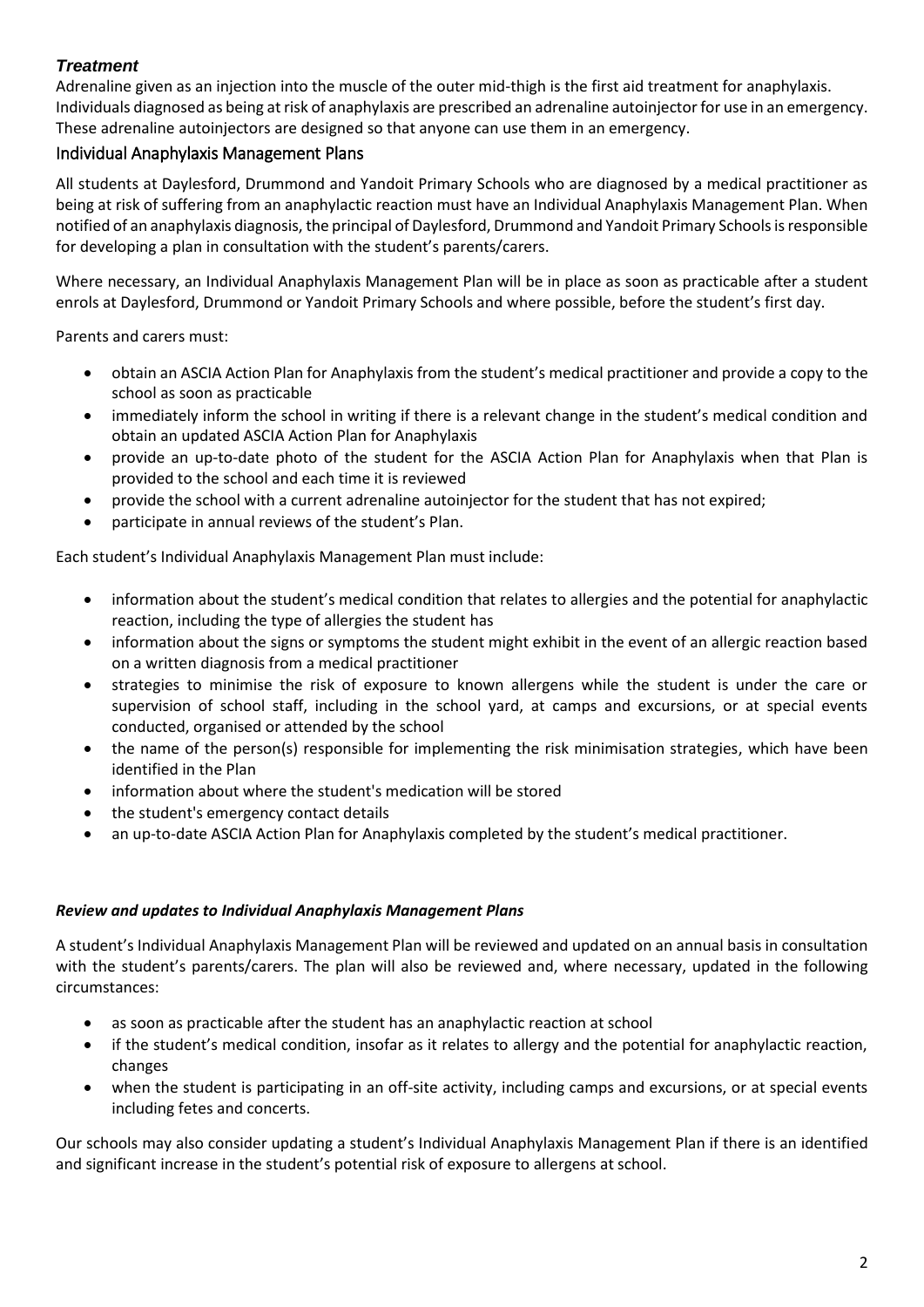### *Treatment*

Adrenaline given as an injection into the muscle of the outer mid-thigh is the first aid treatment for anaphylaxis. Individuals diagnosed as being at risk of anaphylaxis are prescribed an adrenaline autoinjector for use in an emergency. These adrenaline autoinjectors are designed so that anyone can use them in an emergency.

## Individual Anaphylaxis Management Plans

All students at Daylesford, Drummond and Yandoit Primary Schools who are diagnosed by a medical practitioner as being at risk of suffering from an anaphylactic reaction must have an Individual Anaphylaxis Management Plan. When notified of an anaphylaxis diagnosis, the principal of Daylesford, Drummond and Yandoit Primary Schools is responsible for developing a plan in consultation with the student's parents/carers.

Where necessary, an Individual Anaphylaxis Management Plan will be in place as soon as practicable after a student enrols at Daylesford, Drummond or Yandoit Primary Schools and where possible, before the student's first day.

Parents and carers must:

- obtain an ASCIA Action Plan for Anaphylaxis from the student's medical practitioner and provide a copy to the school as soon as practicable
- immediately inform the school in writing if there is a relevant change in the student's medical condition and obtain an updated ASCIA Action Plan for Anaphylaxis
- provide an up-to-date photo of the student for the ASCIA Action Plan for Anaphylaxis when that Plan is provided to the school and each time it is reviewed
- provide the school with a current adrenaline autoinjector for the student that has not expired;
- participate in annual reviews of the student's Plan.

Each student's Individual Anaphylaxis Management Plan must include:

- information about the student's medical condition that relates to allergies and the potential for anaphylactic reaction, including the type of allergies the student has
- information about the signs or symptoms the student might exhibit in the event of an allergic reaction based on a written diagnosis from a medical practitioner
- strategies to minimise the risk of exposure to known allergens while the student is under the care or supervision of school staff, including in the school yard, at camps and excursions, or at special events conducted, organised or attended by the school
- the name of the person(s) responsible for implementing the risk minimisation strategies, which have been identified in the Plan
- information about where the student's medication will be stored
- the student's emergency contact details
- an up-to-date ASCIA Action Plan for Anaphylaxis completed by the student's medical practitioner.

#### *Review and updates to Individual Anaphylaxis Management Plans*

A student's Individual Anaphylaxis Management Plan will be reviewed and updated on an annual basis in consultation with the student's parents/carers. The plan will also be reviewed and, where necessary, updated in the following circumstances:

- as soon as practicable after the student has an anaphylactic reaction at school
- if the student's medical condition, insofar as it relates to allergy and the potential for anaphylactic reaction, changes
- when the student is participating in an off-site activity, including camps and excursions, or at special events including fetes and concerts.

Our schools may also consider updating a student's Individual Anaphylaxis Management Plan if there is an identified and significant increase in the student's potential risk of exposure to allergens at school.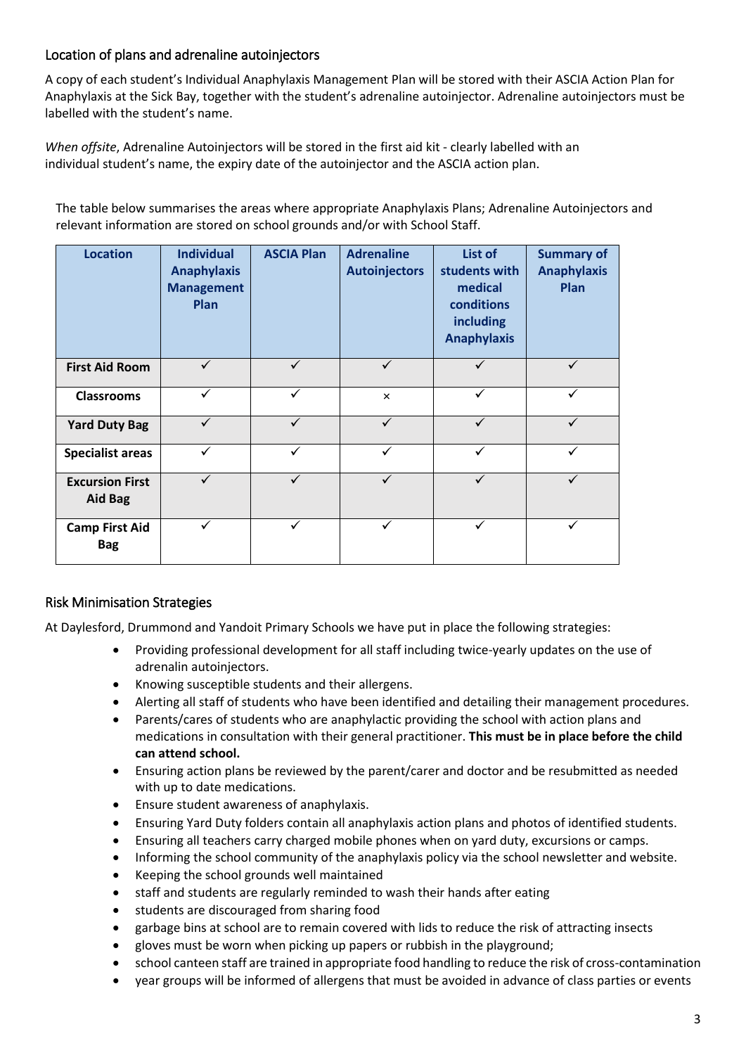## Location of plans and adrenaline autoinjectors

A copy of each student's Individual Anaphylaxis Management Plan will be stored with their ASCIA Action Plan for Anaphylaxis at the Sick Bay, together with the student's adrenaline autoinjector. Adrenaline autoinjectors must be labelled with the student's name.

*When offsite*, Adrenaline Autoinjectors will be stored in the first aid kit - clearly labelled with an individual student's name, the expiry date of the autoinjector and the ASCIA action plan.

The table below summarises the areas where appropriate Anaphylaxis Plans; Adrenaline Autoinjectors and relevant information are stored on school grounds and/or with School Staff.

| Location | Individual Anaphylaxis Management Plan | ASCIA Plan | Adrenaline Autoinjectors | List of students with medical conditions including Anaphylaxis | Summary of Anaphylaxis Plan |
|---|---|---|---|---|---|
| **First Aid Room** | ✓ | ✓ | ✓ | ✓ | ✓ |
| **Classrooms** | ✓ | ✓ | × | ✓ | ✓ |
| **Yard Duty Bag** | ✓ | ✓ | ✓ | ✓ | ✓ |
| **Specialist areas** | ✓ | ✓ | ✓ | ✓ | ✓ |
| **Excursion First Aid Bag** | ✓ | ✓ | ✓ | ✓ | ✓ |
| **Camp First Aid Bag** | ✓ | ✓ | ✓ | ✓ | ✓ |

## Risk Minimisation Strategies

At Daylesford, Drummond and Yandoit Primary Schools we have put in place the following strategies:

- Providing professional development for all staff including twice-yearly updates on the use of adrenalin autoinjectors.
- Knowing susceptible students and their allergens.
- Alerting all staff of students who have been identified and detailing their management procedures.
- Parents/cares of students who are anaphylactic providing the school with action plans and medications in consultation with their general practitioner. **This must be in place before the child can attend school.**
- Ensuring action plans be reviewed by the parent/carer and doctor and be resubmitted as needed with up to date medications.
- Ensure student awareness of anaphylaxis.
- Ensuring Yard Duty folders contain all anaphylaxis action plans and photos of identified students.
- Ensuring all teachers carry charged mobile phones when on yard duty, excursions or camps.
- Informing the school community of the anaphylaxis policy via the school newsletter and website.
- Keeping the school grounds well maintained
- staff and students are regularly reminded to wash their hands after eating
- students are discouraged from sharing food
- garbage bins at school are to remain covered with lids to reduce the risk of attracting insects
- gloves must be worn when picking up papers or rubbish in the playground;
- school canteen staff are trained in appropriate food handling to reduce the risk of cross-contamination
- year groups will be informed of allergens that must be avoided in advance of class parties or events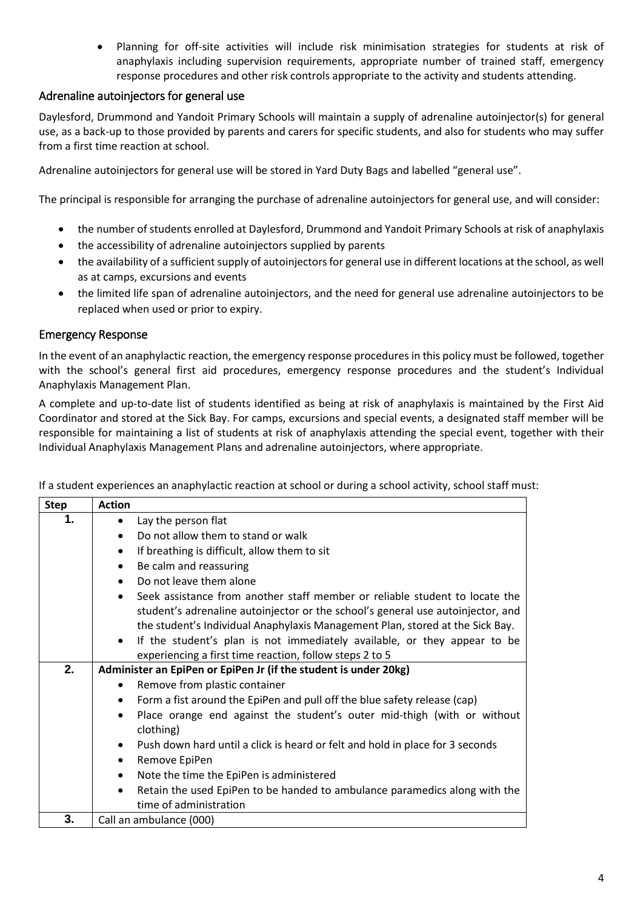- Planning for off-site activities will include risk minimisation strategies for students at risk of anaphylaxis including supervision requirements, appropriate number of trained staff, emergency response procedures and other risk controls appropriate to the activity and students attending.

## Adrenaline autoinjectors for general use

Daylesford, Drummond and Yandoit Primary Schools will maintain a supply of adrenaline autoinjector(s) for general use, as a back-up to those provided by parents and carers for specific students, and also for students who may suffer from a first time reaction at school.

Adrenaline autoinjectors for general use will be stored in Yard Duty Bags and labelled "general use".

The principal is responsible for arranging the purchase of adrenaline autoinjectors for general use, and will consider:

- the number of students enrolled at Daylesford, Drummond and Yandoit Primary Schools at risk of anaphylaxis
- the accessibility of adrenaline autoinjectors supplied by parents
- the availability of a sufficient supply of autoinjectors for general use in different locations at the school, as well as at camps, excursions and events
- the limited life span of adrenaline autoinjectors, and the need for general use adrenaline autoinjectors to be replaced when used or prior to expiry.

## Emergency Response

In the event of an anaphylactic reaction, the emergency response procedures in this policy must be followed, together with the school's general first aid procedures, emergency response procedures and the student's Individual Anaphylaxis Management Plan.

A complete and up-to-date list of students identified as being at risk of anaphylaxis is maintained by the First Aid Coordinator and stored at the Sick Bay. For camps, excursions and special events, a designated staff member will be responsible for maintaining a list of students at risk of anaphylaxis attending the special event, together with their Individual Anaphylaxis Management Plans and adrenaline autoinjectors, where appropriate.

If a student experiences an anaphylactic reaction at school or during a school activity, school staff must:

| Step | Action |
|---|---|
| 1. | • Lay the person flat<br>• Do not allow them to stand or walk<br>• If breathing is difficult, allow them to sit<br>• Be calm and reassuring<br>• Do not leave them alone<br>• Seek assistance from another staff member or reliable student to locate the student's adrenaline autoinjector or the school's general use autoinjector, and the student's Individual Anaphylaxis Management Plan, stored at the Sick Bay.<br>• If the student's plan is not immediately available, or they appear to be experiencing a first time reaction, follow steps 2 to 5 |
| 2. | **Administer an EpiPen or EpiPen Jr (if the student is under 20kg)**<br>• Remove from plastic container<br>• Form a fist around the EpiPen and pull off the blue safety release (cap)<br>• Place orange end against the student's outer mid-thigh (with or without clothing)<br>• Push down hard until a click is heard or felt and hold in place for 3 seconds<br>• Remove EpiPen<br>• Note the time the EpiPen is administered<br>• Retain the used EpiPen to be handed to ambulance paramedics along with the time of administration |
| 3. | Call an ambulance (000) |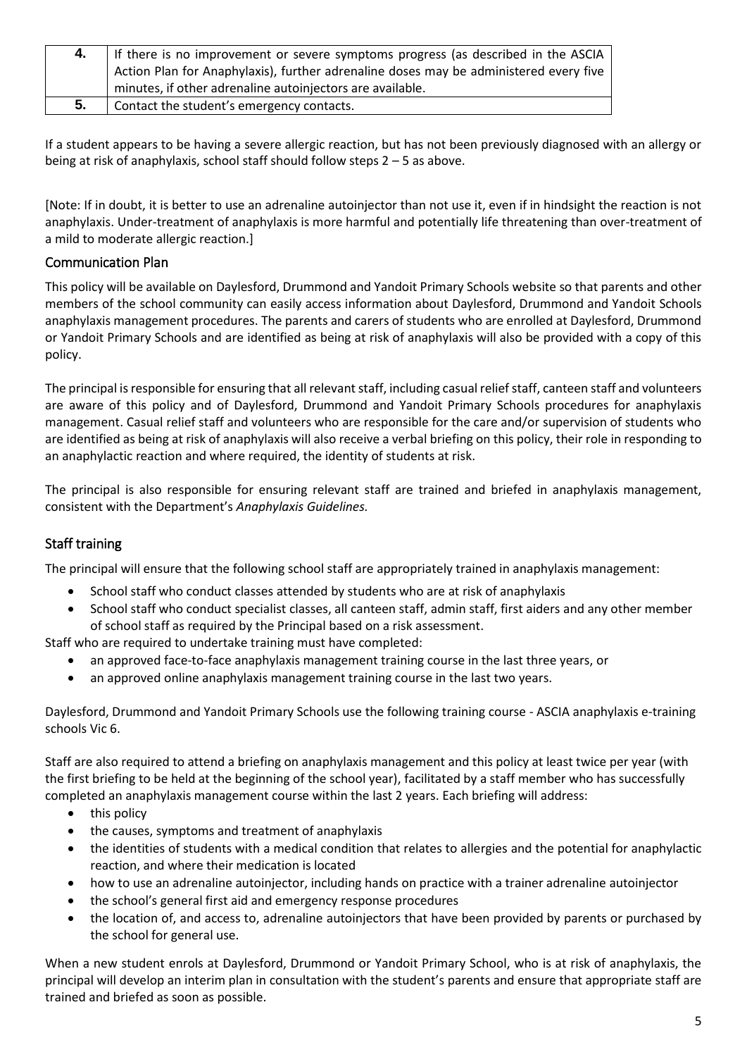| 4. | If there is no improvement or severe symptoms progress (as described in the ASCIA Action Plan for Anaphylaxis), further adrenaline doses may be administered every five minutes, if other adrenaline autoinjectors are available. |
|---|---|
| 5. | Contact the student's emergency contacts. |

If a student appears to be having a severe allergic reaction, but has not been previously diagnosed with an allergy or being at risk of anaphylaxis, school staff should follow steps 2 – 5 as above.

[Note: If in doubt, it is better to use an adrenaline autoinjector than not use it, even if in hindsight the reaction is not anaphylaxis. Under-treatment of anaphylaxis is more harmful and potentially life threatening than over-treatment of a mild to moderate allergic reaction.]

## Communication Plan

This policy will be available on Daylesford, Drummond and Yandoit Primary Schools website so that parents and other members of the school community can easily access information about Daylesford, Drummond and Yandoit Schools anaphylaxis management procedures. The parents and carers of students who are enrolled at Daylesford, Drummond or Yandoit Primary Schools and are identified as being at risk of anaphylaxis will also be provided with a copy of this policy.

The principal is responsible for ensuring that all relevant staff, including casual relief staff, canteen staff and volunteers are aware of this policy and of Daylesford, Drummond and Yandoit Primary Schools procedures for anaphylaxis management. Casual relief staff and volunteers who are responsible for the care and/or supervision of students who are identified as being at risk of anaphylaxis will also receive a verbal briefing on this policy, their role in responding to an anaphylactic reaction and where required, the identity of students at risk.

The principal is also responsible for ensuring relevant staff are trained and briefed in anaphylaxis management, consistent with the Department's *Anaphylaxis Guidelines.*

## Staff training

The principal will ensure that the following school staff are appropriately trained in anaphylaxis management:

- School staff who conduct classes attended by students who are at risk of anaphylaxis
- School staff who conduct specialist classes, all canteen staff, admin staff, first aiders and any other member of school staff as required by the Principal based on a risk assessment.

Staff who are required to undertake training must have completed:

- an approved face-to-face anaphylaxis management training course in the last three years, or
- an approved online anaphylaxis management training course in the last two years.

Daylesford, Drummond and Yandoit Primary Schools use the following training course - ASCIA anaphylaxis e-training schools Vic 6.

Staff are also required to attend a briefing on anaphylaxis management and this policy at least twice per year (with the first briefing to be held at the beginning of the school year), facilitated by a staff member who has successfully completed an anaphylaxis management course within the last 2 years. Each briefing will address:

- this policy
- the causes, symptoms and treatment of anaphylaxis
- the identities of students with a medical condition that relates to allergies and the potential for anaphylactic reaction, and where their medication is located
- how to use an adrenaline autoinjector, including hands on practice with a trainer adrenaline autoinjector
- the school's general first aid and emergency response procedures
- the location of, and access to, adrenaline autoinjectors that have been provided by parents or purchased by the school for general use.

When a new student enrols at Daylesford, Drummond or Yandoit Primary School, who is at risk of anaphylaxis, the principal will develop an interim plan in consultation with the student's parents and ensure that appropriate staff are trained and briefed as soon as possible.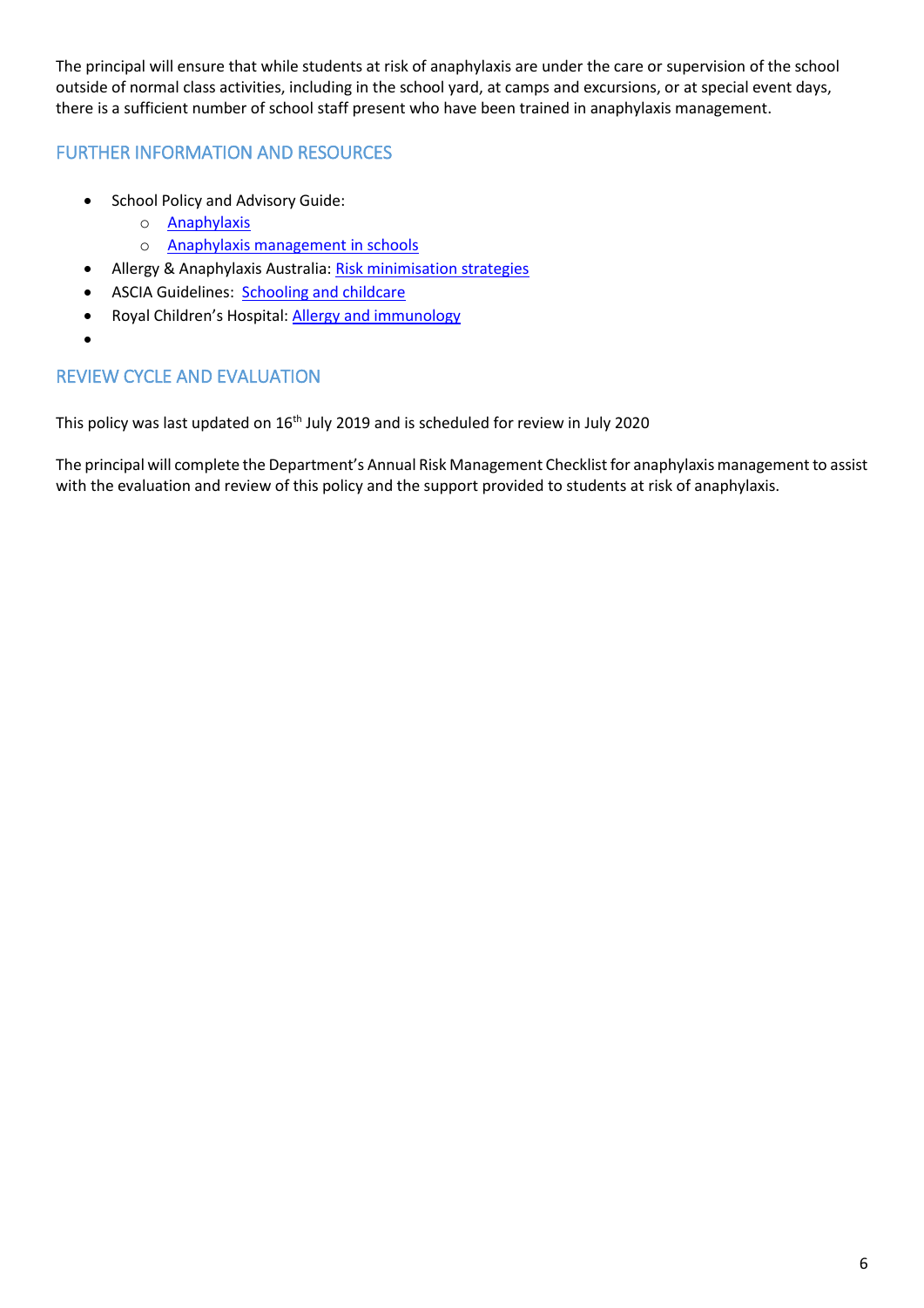The principal will ensure that while students at risk of anaphylaxis are under the care or supervision of the school outside of normal class activities, including in the school yard, at camps and excursions, or at special event days, there is a sufficient number of school staff present who have been trained in anaphylaxis management.

## FURTHER INFORMATION AND RESOURCES

- School Policy and Advisory Guide:
  - Anaphylaxis
  - Anaphylaxis management in schools
- Allergy & Anaphylaxis Australia: Risk minimisation strategies
- ASCIA Guidelines: Schooling and childcare
- Royal Children's Hospital: Allergy and immunology

## REVIEW CYCLE AND EVALUATION

This policy was last updated on 16th July 2019 and is scheduled for review in July 2020

The principal will complete the Department's Annual Risk Management Checklist for anaphylaxis management to assist with the evaluation and review of this policy and the support provided to students at risk of anaphylaxis.